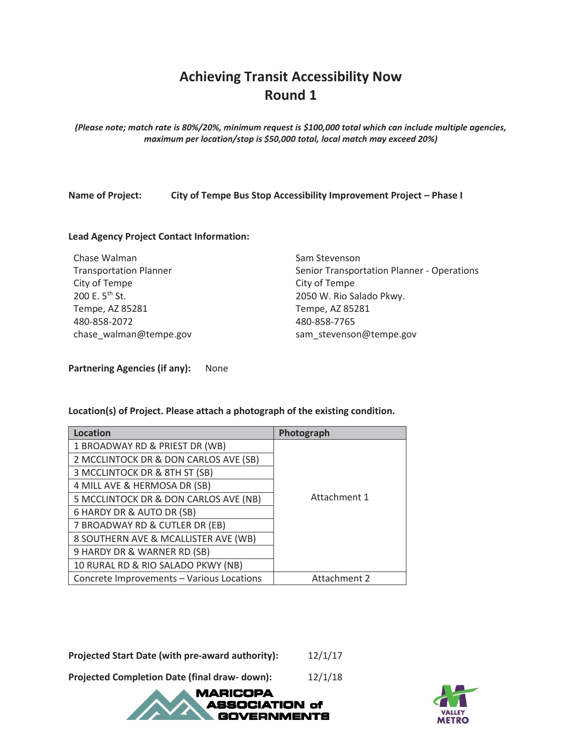# Achieving Transit Accessibility Now
# Round 1

***(Please note; match rate is 80%/20%, minimum request is $100,000 total which can include multiple agencies, maximum per location/stop is $50,000 total, local match may exceed 20%)***

**Name of Project:** **City of Tempe Bus Stop Accessibility Improvement Project – Phase I**

**Lead Agency Project Contact Information:**

Chase Walman
Transportation Planner
City of Tempe
200 E. 5th St.
Tempe, AZ 85281
480-858-2072
chase_walman@tempe.gov

Sam Stevenson
Senior Transportation Planner - Operations
City of Tempe
2050 W. Rio Salado Pkwy.
Tempe, AZ 85281
480-858-7765
sam_stevenson@tempe.gov

**Partnering Agencies (if any):** None

**Location(s) of Project. Please attach a photograph of the existing condition.**

| Location | Photograph |
|---|---|
| 1 BROADWAY RD & PRIEST DR (WB) | Attachment 1 |
| 2 MCCLINTOCK DR & DON CARLOS AVE (SB) | |
| 3 MCCLINTOCK DR & 8TH ST (SB) | |
| 4 MILL AVE & HERMOSA DR (SB) | |
| 5 MCCLINTOCK DR & DON CARLOS AVE (NB) | |
| 6 HARDY DR & AUTO DR (SB) | |
| 7 BROADWAY RD & CUTLER DR (EB) | |
| 8 SOUTHERN AVE & MCALLISTER AVE (WB) | |
| 9 HARDY DR & WARNER RD (SB) | |
| 10 RURAL RD & RIO SALADO PKWY (NB) | |
| Concrete Improvements – Various Locations | Attachment 2 |

**Projected Start Date (with pre-award authority):** 12/1/17

**Projected Completion Date (final draw- down):** 12/1/18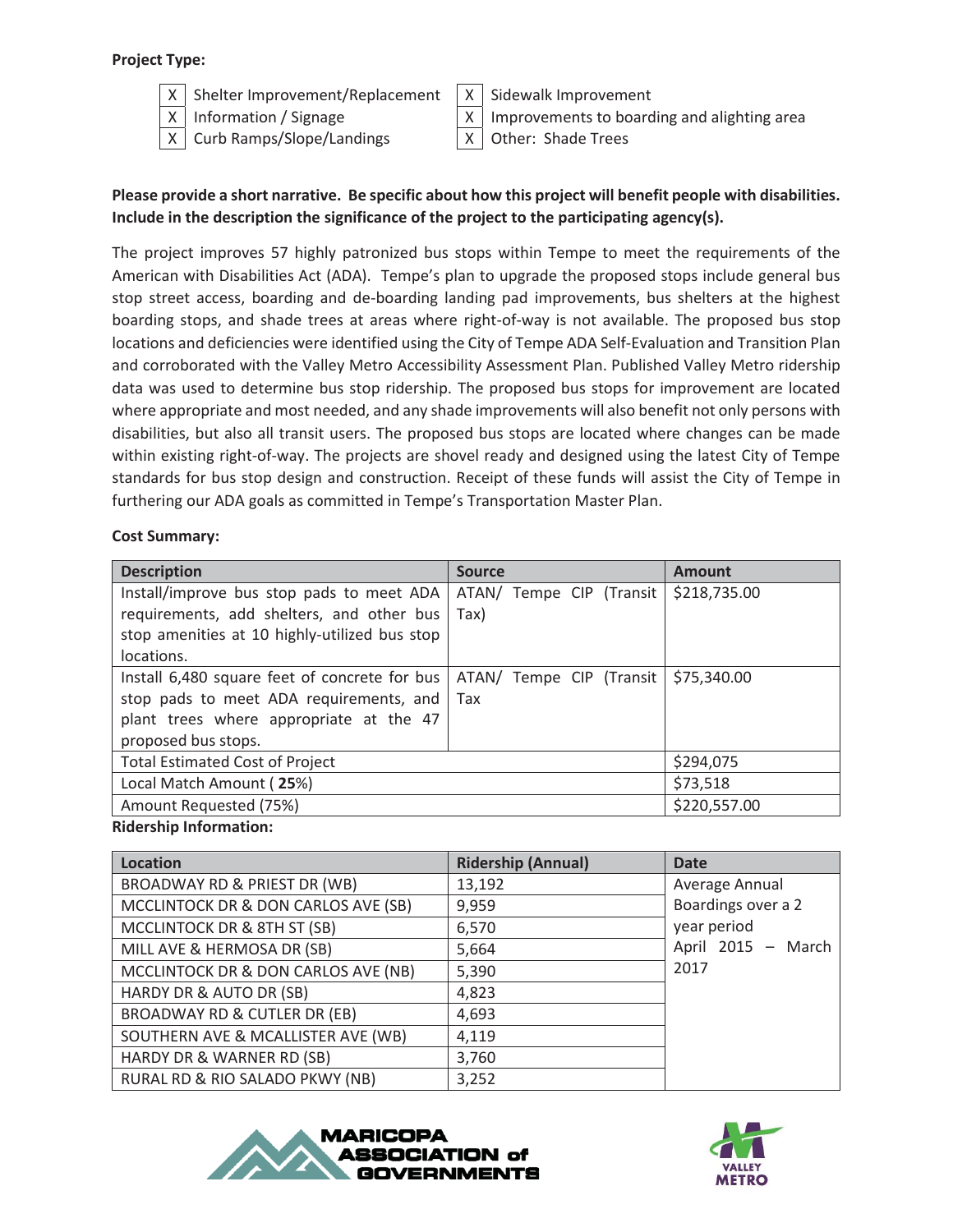**Project Type:**

- [X] Shelter Improvement/Replacement
- [X] Information / Signage
- [X] Curb Ramps/Slope/Landings
- [X] Sidewalk Improvement
- [X] Improvements to boarding and alighting area
- [X] Other: Shade Trees

**Please provide a short narrative. Be specific about how this project will benefit people with disabilities. Include in the description the significance of the project to the participating agency(s).**

The project improves 57 highly patronized bus stops within Tempe to meet the requirements of the American with Disabilities Act (ADA). Tempe's plan to upgrade the proposed stops include general bus stop street access, boarding and de-boarding landing pad improvements, bus shelters at the highest boarding stops, and shade trees at areas where right-of-way is not available. The proposed bus stop locations and deficiencies were identified using the City of Tempe ADA Self-Evaluation and Transition Plan and corroborated with the Valley Metro Accessibility Assessment Plan. Published Valley Metro ridership data was used to determine bus stop ridership. The proposed bus stops for improvement are located where appropriate and most needed, and any shade improvements will also benefit not only persons with disabilities, but also all transit users. The proposed bus stops are located where changes can be made within existing right-of-way. The projects are shovel ready and designed using the latest City of Tempe standards for bus stop design and construction. Receipt of these funds will assist the City of Tempe in furthering our ADA goals as committed in Tempe's Transportation Master Plan.

**Cost Summary:**

| Description | Source | Amount |
|---|---|---|
| Install/improve bus stop pads to meet ADA requirements, add shelters, and other bus stop amenities at 10 highly-utilized bus stop locations. | ATAN/ Tempe CIP (Transit Tax) | $218,735.00 |
| Install 6,480 square feet of concrete for bus stop pads to meet ADA requirements, and plant trees where appropriate at the 47 proposed bus stops. | ATAN/ Tempe CIP (Transit Tax | $75,340.00 |
| Total Estimated Cost of Project | | $294,075 |
| Local Match Amount ( **25**%) | | $73,518 |
| Amount Requested (75%) | | $220,557.00 |

**Ridership Information:**

| Location | Ridership (Annual) | Date |
|---|---|---|
| BROADWAY RD & PRIEST DR (WB) | 13,192 | Average Annual Boardings over a 2 year period April 2015 – March 2017 |
| MCCLINTOCK DR & DON CARLOS AVE (SB) | 9,959 | |
| MCCLINTOCK DR & 8TH ST (SB) | 6,570 | |
| MILL AVE & HERMOSA DR (SB) | 5,664 | |
| MCCLINTOCK DR & DON CARLOS AVE (NB) | 5,390 | |
| HARDY DR & AUTO DR (SB) | 4,823 | |
| BROADWAY RD & CUTLER DR (EB) | 4,693 | |
| SOUTHERN AVE & MCALLISTER AVE (WB) | 4,119 | |
| HARDY DR & WARNER RD (SB) | 3,760 | |
| RURAL RD & RIO SALADO PKWY (NB) | 3,252 | |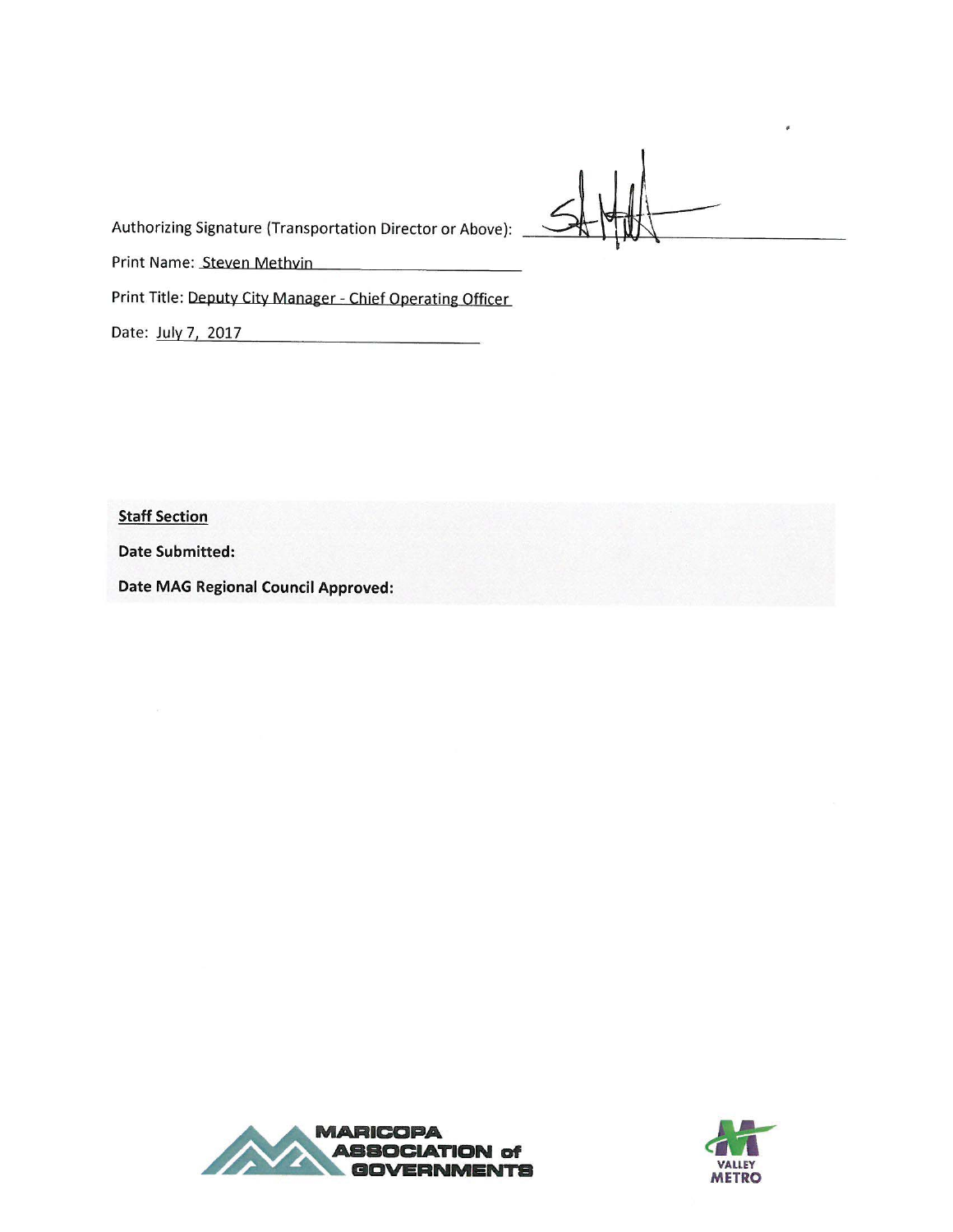Authorizing Signature (Transportation Director or Above): ____________________

Print Name: Steven Methvin

Print Title: Deputy City Manager - Chief Operating Officer

Date: July 7, 2017

**Staff Section**

**Date Submitted:**

**Date MAG Regional Council Approved:**

MARICOPA ASSOCIATION of GOVERNMENTS

VALLEY METRO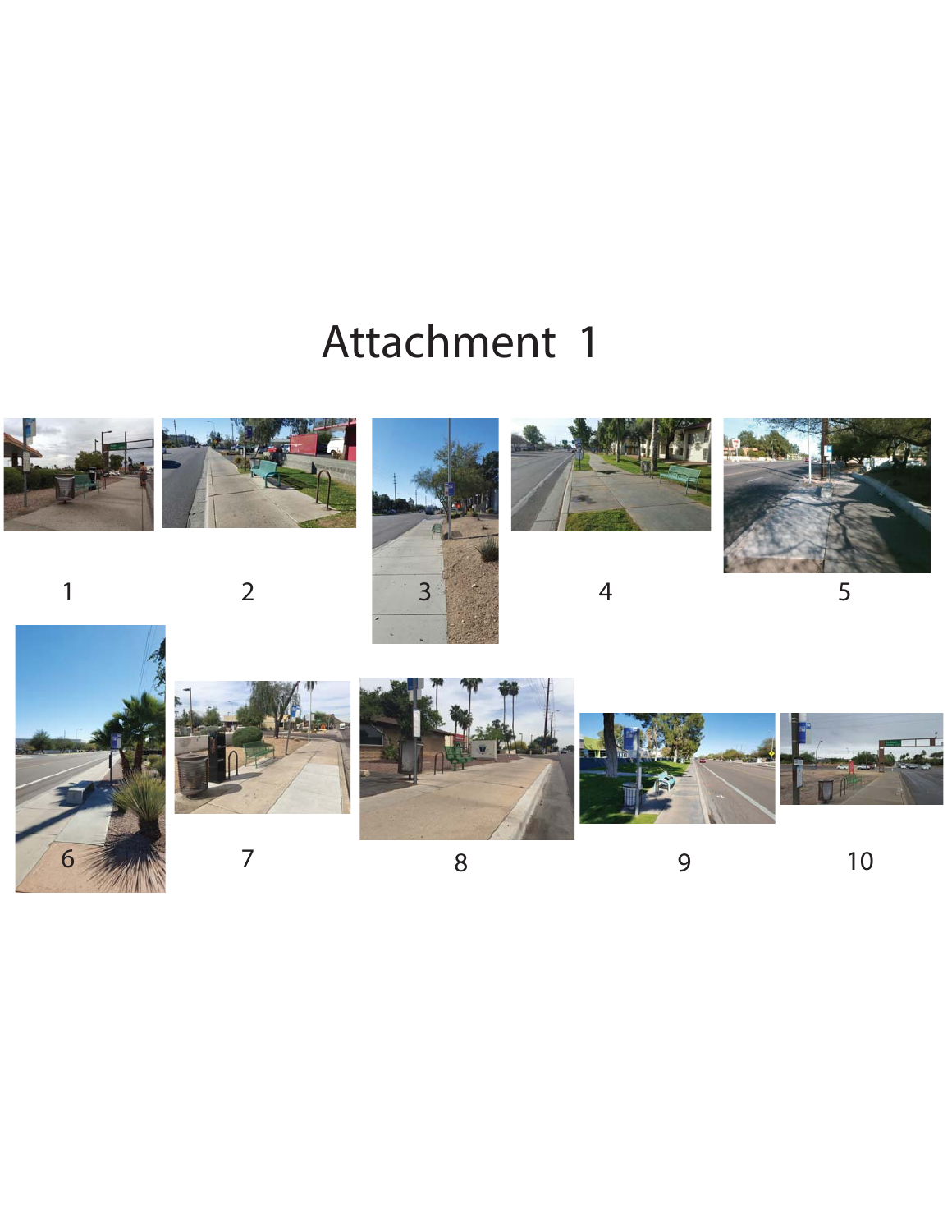# Attachment 1

1

2

3

4

5

6

7

8

9

10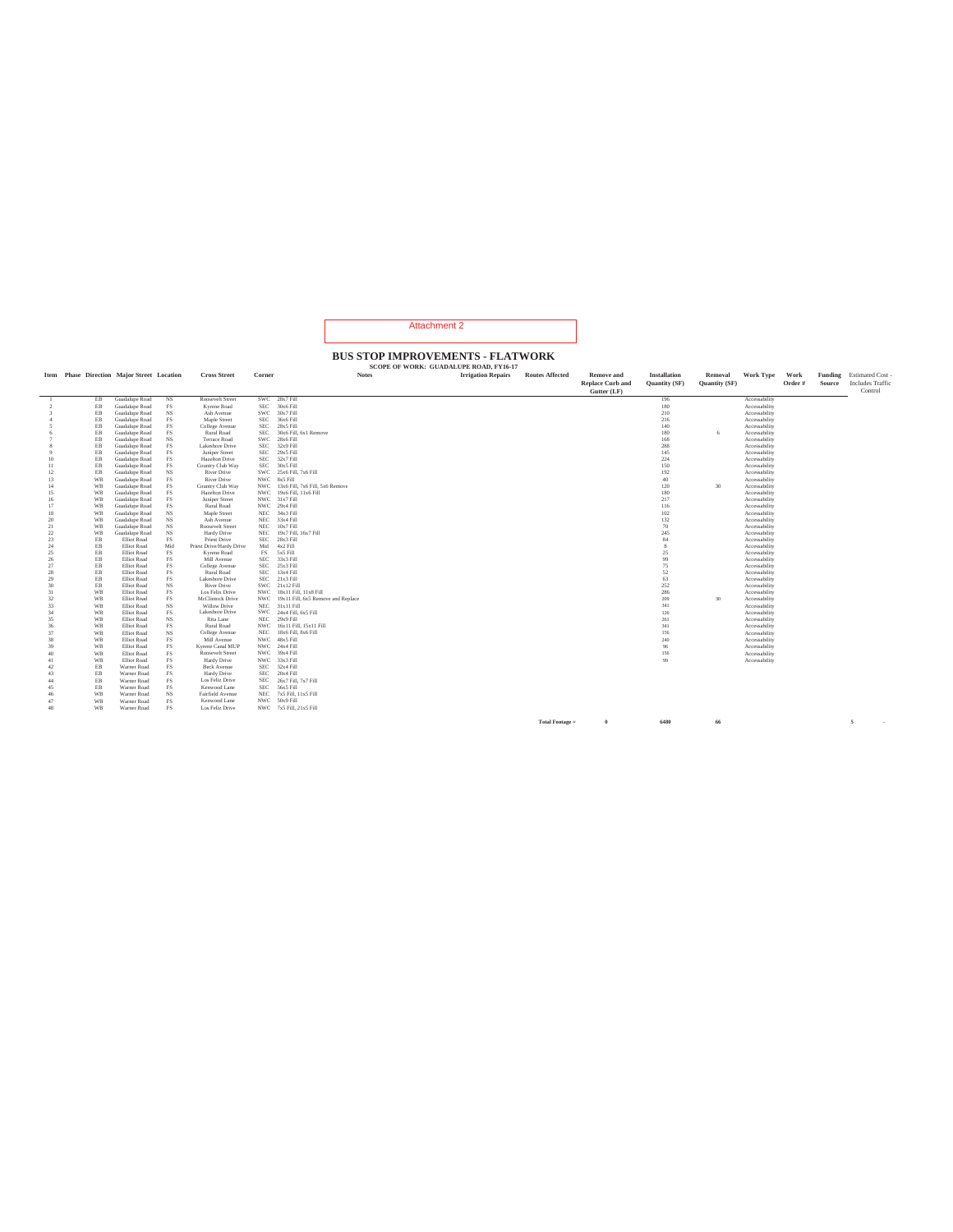Attachment 2

# BUS STOP IMPROVEMENTS - FLATWORK

**SCOPE OF WORK: GUADALUPE ROAD, FY16-17**

| Item | Phase | Direction | Major Street | Location | Cross Street | Corner | Notes | Irrigation Repairs | Routes Affected | Remove and Replace Curb and Gutter (LF) | Installation Quantity (SF) | Removal Quantity (SF) | Work Type | Work Order # | Funding Source | Estimated Cost - Includes Traffic Control |
|---|---|---|---|---|---|---|---|---|---|---|---|---|---|---|---|---|
| 1 | | EB | Guadalupe Road | NS | Roosevelt Street | SWC | 28x7 Fill | | | | 196 | | Accessability | | | |
| 2 | | EB | Guadalupe Road | FS | Kyrene Road | SEC | 30x6 Fill | | | | 180 | | Accessability | | | |
| 3 | | EB | Guadalupe Road | NS | Ash Avenue | SWC | 30x7 Fill | | | | 210 | | Accessability | | | |
| 4 | | EB | Guadalupe Road | FS | Maple Street | SEC | 36x6 Fill | | | | 216 | | Accessability | | | |
| 5 | | EB | Guadalupe Road | FS | College Avenue | SEC | 28x5 Fill | | | | 140 | | Accessability | | | |
| 6 | | EB | Guadalupe Road | FS | Rural Road | SEC | 30x6 Fill, 6x1 Remove | | | | 180 | 6 | Accessability | | | |
| 7 | | EB | Guadalupe Road | NS | Terrace Road | SWC | 28x6 Fill | | | | 168 | | Accessability | | | |
| 8 | | EB | Guadalupe Road | FS | Lakeshore Drive | SEC | 32x9 Fill | | | | 288 | | Accessability | | | |
| 9 | | EB | Guadalupe Road | FS | Juniper Street | SEC | 29x5 Fill | | | | 145 | | Accessability | | | |
| 10 | | EB | Guadalupe Road | FS | Hazelton Drive | SEC | 32x7 Fill | | | | 224 | | Accessability | | | |
| 11 | | EB | Guadalupe Road | FS | Country Club Way | SEC | 30x5 Fill | | | | 150 | | Accessability | | | |
| 12 | | EB | Guadalupe Road | NS | River Drive | SWC | 25x6 Fill, 7x6 Fill | | | | 192 | | Accessability | | | |
| 13 | | WB | Guadalupe Road | FS | River Drive | NWC | 8x5 Fill | | | | 40 | | Accessability | | | |
| 14 | | WB | Guadalupe Road | FS | Country Club Way | NWC | 13x6 Fill, 7x6 Fill, 5x6 Remove | | | | 120 | 30 | Accessability | | | |
| 15 | | WB | Guadalupe Road | FS | Hazelton Drive | NWC | 19x6 Fill, 11x6 Fill | | | | 180 | | Accessability | | | |
| 16 | | WB | Guadalupe Road | FS | Juniper Street | NWC | 31x7 Fill | | | | 217 | | Accessability | | | |
| 17 | | WB | Guadalupe Road | FS | Rural Road | NWC | 29x4 Fill | | | | 116 | | Accessability | | | |
| 18 | | WB | Guadalupe Road | NS | Maple Street | NEC | 34x3 Fill | | | | 102 | | Accessability | | | |
| 20 | | WB | Guadalupe Road | NS | Ash Avenue | NEC | 33x4 Fill | | | | 132 | | Accessability | | | |
| 21 | | WB | Guadalupe Road | NS | Roosevelt Street | NEC | 10x7 Fill | | | | 70 | | Accessability | | | |
| 22 | | WB | Guadalupe Road | NS | Hardy Drive | NEC | 19x7 Fill, 16x7 Fill | | | | 245 | | Accessability | | | |
| 23 | | EB | Elliot Road | FS | Priest Drive | SEC | 28x3 Fill | | | | 84 | | Accessability | | | |
| 24 | | EB | Elliot Road | Mid | Priest Drive/Hardy Drive | Mid | 4x2 Fill | | | | 8 | | Accessability | | | |
| 25 | | EB | Elliot Road | FS | Kyrene Road | FS | 5x5 Fill | | | | 25 | | Accessability | | | |
| 26 | | EB | Elliot Road | FS | Mill Avenue | SEC | 33x3 Fill | | | | 99 | | Accessability | | | |
| 27 | | EB | Elliot Road | FS | College Avenue | SEC | 25x3 Fill | | | | 75 | | Accessability | | | |
| 28 | | EB | Elliot Road | FS | Rural Road | SEC | 13x4 Fill | | | | 52 | | Accessability | | | |
| 29 | | EB | Elliot Road | FS | Lakeshore Drive | SEC | 21x3 Fill | | | | 63 | | Accessability | | | |
| 30 | | EB | Elliot Road | NS | River Drive | SWC | 21x12 Fill | | | | 252 | | Accessability | | | |
| 31 | | WB | Elliot Road | FS | Los Feliz Drive | NWC | 18x11 Fill, 11x8 Fill | | | | 286 | | Accessability | | | |
| 32 | | WB | Elliot Road | FS | McClintock Drive | NWC | 19x11 Fill, 6x5 Remove and Replace | | | | 209 | 30 | Accessability | | | |
| 33 | | WB | Elliot Road | NS | Willow Drive | NEC | 31x11 Fill | | | | 341 | | Accessability | | | |
| 34 | | WB | Elliot Road | FS | Lakeshore Drive | SWC | 24x4 Fill, 6x5 Fill | | | | 126 | | Accessability | | | |
| 35 | | WB | Elliot Road | NS | Rita Lane | NEC | 29x9 Fill | | | | 261 | | Accessability | | | |
| 36 | | WB | Elliot Road | FS | Rural Road | NWC | 16x11 Fill, 15x11 Fill | | | | 341 | | Accessability | | | |
| 37 | | WB | Elliot Road | NS | College Avenue | NEC | 18x6 Fill, 8x6 Fill | | | | 156 | | Accessability | | | |
| 38 | | WB | Elliot Road | FS | Mill Avenue | NWC | 48x5 Fill | | | | 240 | | Accessability | | | |
| 39 | | WB | Elliot Road | FS | Kyrene Canal MUP | NWC | 24x4 Fill | | | | 96 | | Accessability | | | |
| 40 | | WB | Elliot Road | FS | Roosevelt Street | NWC | 39x4 Fill | | | | 156 | | Accessability | | | |
| 41 | | WB | Elliot Road | FS | Hardy Drive | NWC | 33x3 Fill | | | | 99 | | Accessability | | | |
| 42 | | EB | Warner Road | FS | Beck Avenue | SEC | 32x4 Fill | | | | | | | | | |
| 43 | | EB | Warner Road | FS | Hardy Drive | SEC | 20x4 Fill | | | | | | | | | |
| 44 | | EB | Warner Road | FS | Los Feliz Drive | SEC | 26x7 Fill, 7x7 Fill | | | | | | | | | |
| 45 | | EB | Warner Road | FS | Kenwood Lane | SEC | 56x5 Fill | | | | | | | | | |
| 46 | | WB | Warner Road | NS | Fairfield Avenue | NEC | 7x5 Fill, 11x5 Fill | | | | | | | | | |
| 47 | | WB | Warner Road | FS | Kenwood Lane | NWC | 50x9 Fill | | | | | | | | | |
| 48 | | WB | Warner Road | FS | Los Feliz Drive | NWC | 7x5 Fill, 21x5 Fill | | | | | | | | | |
| | | | | | | | | | Total Footage = | 0 | 6480 | 66 | | | | $ - |